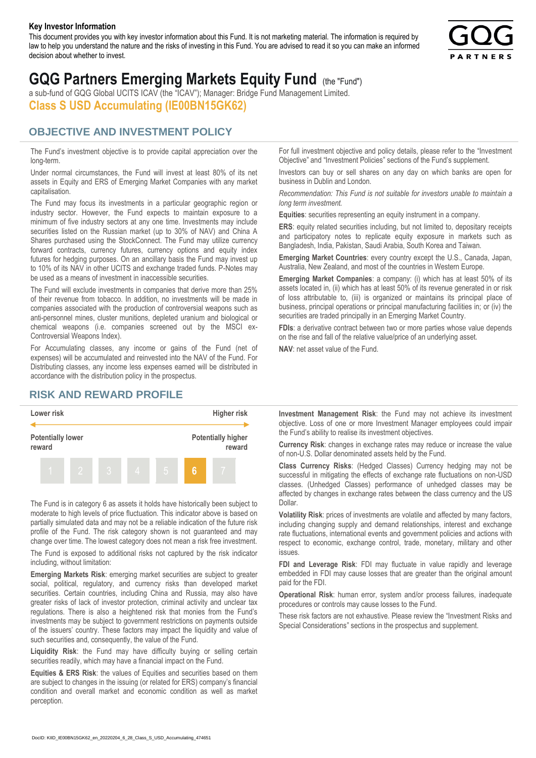**Key Investor Information**

This document provides you with key investor information about this Fund. It is not marketing material. The information is required by law to help you understand the nature and the risks of investing in this Fund. You are advised to read it so you can make an informed decision about whether to invest.

# GQG Partners Emerging Markets Equity Fund (the "Fund")

a sub-fund of GQG Global UCITS ICAV (the "ICAV"); Manager: Bridge Fund Management Limited.

## Class S USD Accumulating (IE00BN15GK62)

## OBJECTIVE AND INVESTMENT POLICY

The Fund's investment objective is to provide capital appreciation over the long-term.

Under normal circumstances, the Fund will invest at least 80% of its net assets in Equity and ERS of Emerging Market Companies with any market capitalisation.

The Fund may focus its investments in a particular geographic region or industry sector. However, the Fund expects to maintain exposure to a minimum of five industry sectors at any one time. Investments may include securities listed on the Russian market (up to 30% of NAV) and China A Shares purchased using the StockConnect. The Fund may utilize currency forward contracts, currency futures, currency options and equity index futures for hedging purposes. On an ancillary basis the Fund may invest up to 10% of its NAV in other UCITS and exchange traded funds. P-Notes may be used as a means of investment in inaccessible securities.

The Fund will exclude investments in companies that derive more than 25% of their revenue from tobacco. In addition, no investments will be made in companies associated with the production of controversial weapons such as anti-personnel mines, cluster munitions, depleted uranium and biological or chemical weapons (i.e. companies screened out by the MSCI ex-Controversial Weapons Index).

For Accumulating classes, any income or gains of the Fund (net of expenses) will be accumulated and reinvested into the NAV of the Fund. For Distributing classes, any income less expenses earned will be distributed in accordance with the distribution policy in the prospectus.

For full investment objective and policy details, please refer to the "Investment Objective" and "Investment Policies" sections of the Fund's supplement.

Investors can buy or sell shares on any day on which banks are open for business in Dublin and London.

*Recommendation: This Fund is not suitable for investors unable to maintain a long term investment.*

**Equities**: securities representing an equity instrument in a company.

**ERS**: equity related securities including, but not limited to, depositary receipts and participatory notes to replicate equity exposure in markets such as Bangladesh, India, Pakistan, Saudi Arabia, South Korea and Taiwan.

**Emerging Market Countries**: every country except the U.S., Canada, Japan, Australia, New Zealand, and most of the countries in Western Europe.

**Emerging Market Companies**: a company: (i) which has at least 50% of its assets located in, (ii) which has at least 50% of its revenue generated in or risk of loss attributable to, (iii) is organized or maintains its principal place of business, principal operations or principal manufacturing facilities in; or (iv) the securities are traded principally in an Emerging Market Country.

**FDIs**: a derivative contract between two or more parties whose value depends on the rise and fall of the relative value/price of an underlying asset.

**NAV**: net asset value of the Fund.

## RISK AND REWARD PROFILE

| Lower risk | | | | | | Higher risk |
|---|---|---|---|---|---|---|
| Potentially lower reward | | | | | | Potentially higher reward |
| 1 | 2 | 3 | 4 | 5 | **6** | 7 |

The Fund is in category 6 as assets it holds have historically been subject to moderate to high levels of price fluctuation. This indicator above is based on partially simulated data and may not be a reliable indication of the future risk profile of the Fund. The risk category shown is not guaranteed and may change over time. The lowest category does not mean a risk free investment.

The Fund is exposed to additional risks not captured by the risk indicator including, without limitation:

**Emerging Markets Risk**: emerging market securities are subject to greater social, political, regulatory, and currency risks than developed market securities. Certain countries, including China and Russia, may also have greater risks of lack of investor protection, criminal activity and unclear tax regulations. There is also a heightened risk that monies from the Fund's investments may be subject to government restrictions on payments outside of the issuers' country. These factors may impact the liquidity and value of such securities and, consequently, the value of the Fund.

**Liquidity Risk**: the Fund may have difficulty buying or selling certain securities readily, which may have a financial impact on the Fund.

**Equities & ERS Risk**: the values of Equities and securities based on them are subject to changes in the issuing (or related for ERS) company's financial condition and overall market and economic condition as well as market perception.

**Investment Management Risk**: the Fund may not achieve its investment objective. Loss of one or more Investment Manager employees could impair the Fund's ability to realise its investment objectives.

**Currency Risk**: changes in exchange rates may reduce or increase the value of non-U.S. Dollar denominated assets held by the Fund.

**Class Currency Risks**: (Hedged Classes) Currency hedging may not be successful in mitigating the effects of exchange rate fluctuations on non-USD classes. (Unhedged Classes) performance of unhedged classes may be affected by changes in exchange rates between the class currency and the US Dollar.

**Volatility Risk**: prices of investments are volatile and affected by many factors, including changing supply and demand relationships, interest and exchange rate fluctuations, international events and government policies and actions with respect to economic, exchange control, trade, monetary, military and other issues.

**FDI and Leverage Risk**: FDI may fluctuate in value rapidly and leverage embedded in FDI may cause losses that are greater than the original amount paid for the FDI.

**Operational Risk**: human error, system and/or process failures, inadequate procedures or controls may cause losses to the Fund.

These risk factors are not exhaustive. Please review the "Investment Risks and Special Considerations" sections in the prospectus and supplement.

DocID: KIID_IE00BN15GK62_en_20220204_6_28_Class_S_USD_Accumulating_474651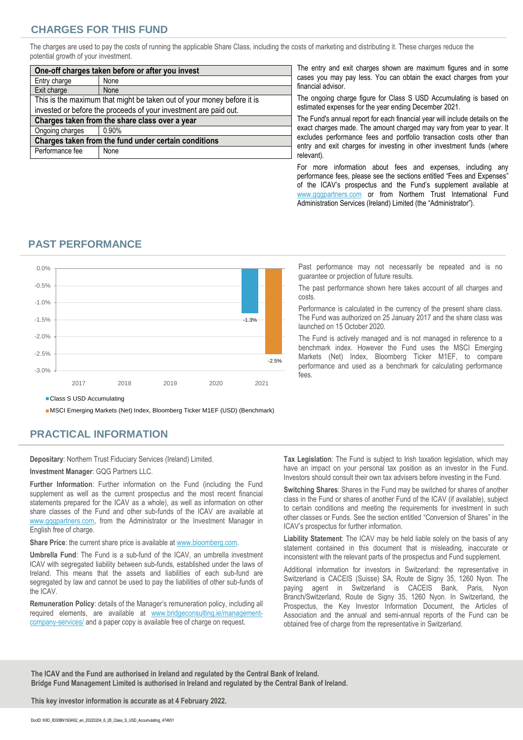## CHARGES FOR THIS FUND

The charges are used to pay the costs of running the applicable Share Class, including the costs of marketing and distributing it. These charges reduce the potential growth of your investment.

| One-off charges taken before or after you invest | |
|---|---|
| Entry charge | None |
| Exit charge | None |
| This is the maximum that might be taken out of your money before it is invested or before the proceeds of your investment are paid out. | |
| **Charges taken from the share class over a year** | |
| Ongoing charges | 0.90% |
| **Charges taken from the fund under certain conditions** | |
| Performance fee | None |

The entry and exit charges shown are maximum figures and in some cases you may pay less. You can obtain the exact charges from your financial advisor.

The ongoing charge figure for Class S USD Accumulating is based on estimated expenses for the year ending December 2021.

The Fund's annual report for each financial year will include details on the exact charges made. The amount charged may vary from year to year. It excludes performance fees and portfolio transaction costs other than entry and exit charges for investing in other investment funds (where relevant).

For more information about fees and expenses, including any performance fees, please see the sections entitled "Fees and Expenses" of the ICAV's prospectus and the Fund's supplement available at www.gqgpartners.com or from Northern Trust International Fund Administration Services (Ireland) Limited (the "Administrator").

## PAST PERFORMANCE

0.0%
-0.5%
-1.0%
-1.5%
-2.0%
-2.5%
-3.0%

-1.3%
-2.5%

2017 2018 2019 2020 2021

Class S USD Accumulating

MSCI Emerging Markets (Net) Index, Bloomberg Ticker M1EF (USD) (Benchmark)

Past performance may not necessarily be repeated and is no guarantee or projection of future results.

The past performance shown here takes account of all charges and costs.

Performance is calculated in the currency of the present share class. The Fund was authorized on 25 January 2017 and the share class was launched on 15 October 2020.

The Fund is actively managed and is not managed in reference to a benchmark index. However the Fund uses the MSCI Emerging Markets (Net) Index, Bloomberg Ticker M1EF, to compare performance and used as a benchmark for calculating performance fees.

## PRACTICAL INFORMATION

**Depositary**: Northern Trust Fiduciary Services (Ireland) Limited.

**Investment Manager**: GQG Partners LLC.

**Further Information**: Further information on the Fund (including the Fund supplement as well as the current prospectus and the most recent financial statements prepared for the ICAV as a whole), as well as information on other share classes of the Fund and other sub-funds of the ICAV are available at www.gqgpartners.com, from the Administrator or the Investment Manager in English free of charge.

**Share Price**: the current share price is available at www.bloomberg.com.

**Umbrella Fund**: The Fund is a sub-fund of the ICAV, an umbrella investment ICAV with segregated liability between sub-funds, established under the laws of Ireland. This means that the assets and liabilities of each sub-fund are segregated by law and cannot be used to pay the liabilities of other sub-funds of the ICAV.

**Remuneration Policy**: details of the Manager's remuneration policy, including all required elements, are available at www.bridgeconsulting.ie/management-company-services/ and a paper copy is available free of charge on request.

**Tax Legislation**: The Fund is subject to Irish taxation legislation, which may have an impact on your personal tax position as an investor in the Fund. Investors should consult their own tax advisers before investing in the Fund.

**Switching Shares**: Shares in the Fund may be switched for shares of another class in the Fund or shares of another Fund of the ICAV (if available), subject to certain conditions and meeting the requirements for investment in such other classes or Funds. See the section entitled "Conversion of Shares" in the ICAV's prospectus for further information.

**Liability Statement**: The ICAV may be held liable solely on the basis of any statement contained in this document that is misleading, inaccurate or inconsistent with the relevant parts of the prospectus and Fund supplement.

Additional information for investors in Switzerland: the representative in Switzerland is CACEIS (Suisse) SA, Route de Signy 35, 1260 Nyon. The paying agent in Switzerland is CACEIS Bank, Paris, Nyon Branch/Switzerland, Route de Signy 35, 1260 Nyon. In Switzerland, the Prospectus, the Key Investor Information Document, the Articles of Association and the annual and semi-annual reports of the Fund can be obtained free of charge from the representative in Switzerland.

**The ICAV and the Fund are authorised in Ireland and regulated by the Central Bank of Ireland.**
**Bridge Fund Management Limited is authorised in Ireland and regulated by the Central Bank of Ireland.**

**This key investor information is accurate as at 4 February 2022.**

DocID: KIID_IE00BN15GK62_en_20220204_6_28_Class_S_USD_Accumulating_474651